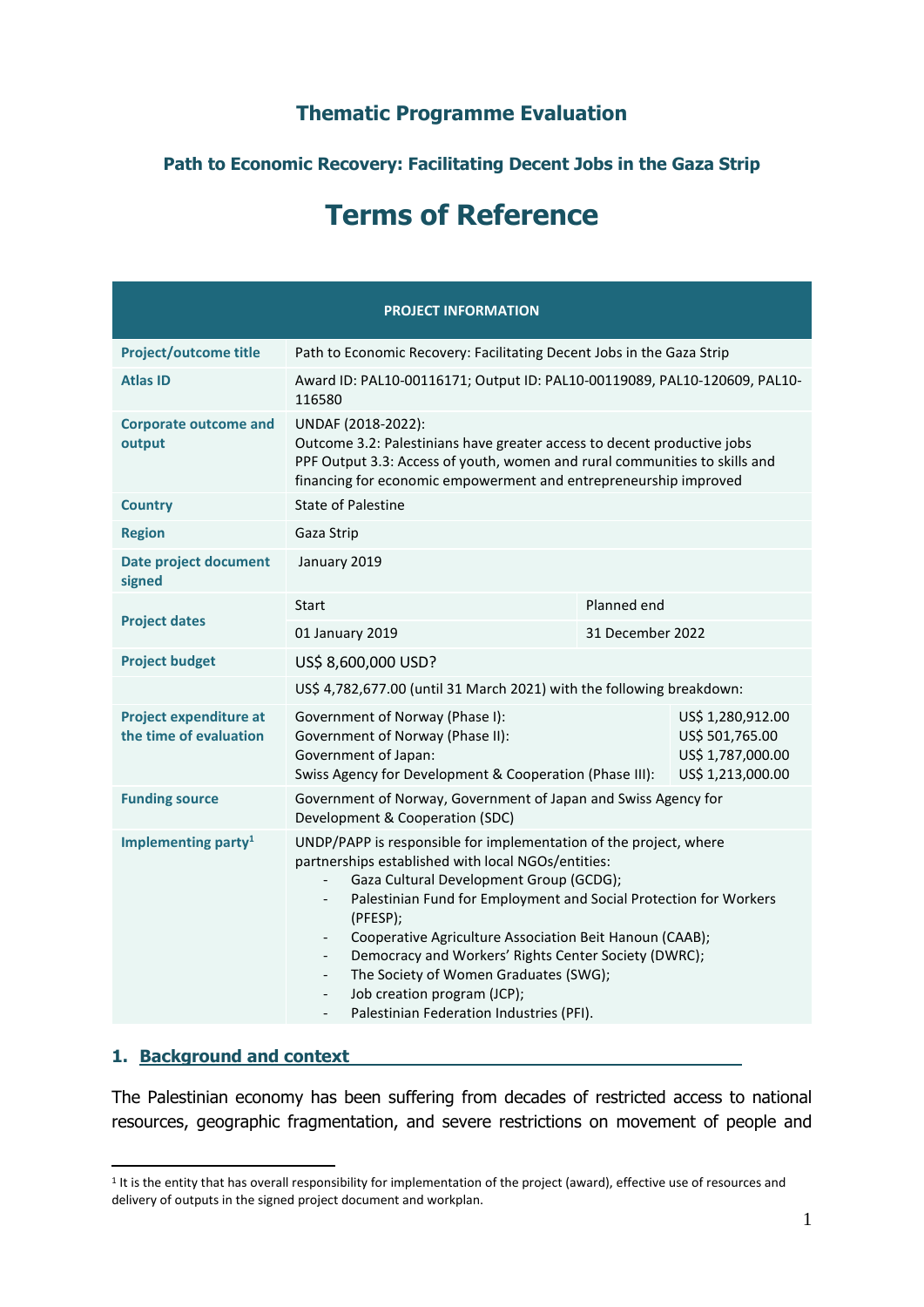# Thematic Programme Evaluation

## Path to Economic Recovery: Facilitating Decent Jobs in the Gaza Strip

# Terms of Reference

| PROJECT INFORMATION | | | |
|---|---|---|---|
| **Project/outcome title** | Path to Economic Recovery: Facilitating Decent Jobs in the Gaza Strip | | |
| **Atlas ID** | Award ID: PAL10-00116171; Output ID: PAL10-00119089, PAL10-120609, PAL10-116580 | | |
| **Corporate outcome and output** | UNDAF (2018-2022):<br>Outcome 3.2: Palestinians have greater access to decent productive jobs<br>PPF Output 3.3: Access of youth, women and rural communities to skills and financing for economic empowerment and entrepreneurship improved | | |
| **Country** | State of Palestine | | |
| **Region** | Gaza Strip | | |
| **Date project document signed** | January 2019 | | |
| **Project dates** | Start | Planned end | |
| | 01 January 2019 | 31 December 2022 | |
| **Project budget** | US$ 8,600,000 USD? | | |
| | US$ 4,782,677.00 (until 31 March 2021) with the following breakdown: | | |
| **Project expenditure at the time of evaluation** | Government of Norway (Phase I):<br>Government of Norway (Phase II):<br>Government of Japan:<br>Swiss Agency for Development & Cooperation (Phase III): | | US$ 1,280,912.00<br>US$ 501,765.00<br>US$ 1,787,000.00<br>US$ 1,213,000.00 |
| **Funding source** | Government of Norway, Government of Japan and Swiss Agency for Development & Cooperation (SDC) | | |
| **Implementing party**[1] | UNDP/PAPP is responsible for implementation of the project, where partnerships established with local NGOs/entities:<br>- Gaza Cultural Development Group (GCDG);<br>- Palestinian Fund for Employment and Social Protection for Workers (PFESP);<br>- Cooperative Agriculture Association Beit Hanoun (CAAB);<br>- Democracy and Workers' Rights Center Society (DWRC);<br>- The Society of Women Graduates (SWG);<br>- Job creation program (JCP);<br>- Palestinian Federation Industries (PFI). | | |

## 1. Background and context

The Palestinian economy has been suffering from decades of restricted access to national resources, geographic fragmentation, and severe restrictions on movement of people and

[1] It is the entity that has overall responsibility for implementation of the project (award), effective use of resources and delivery of outputs in the signed project document and workplan.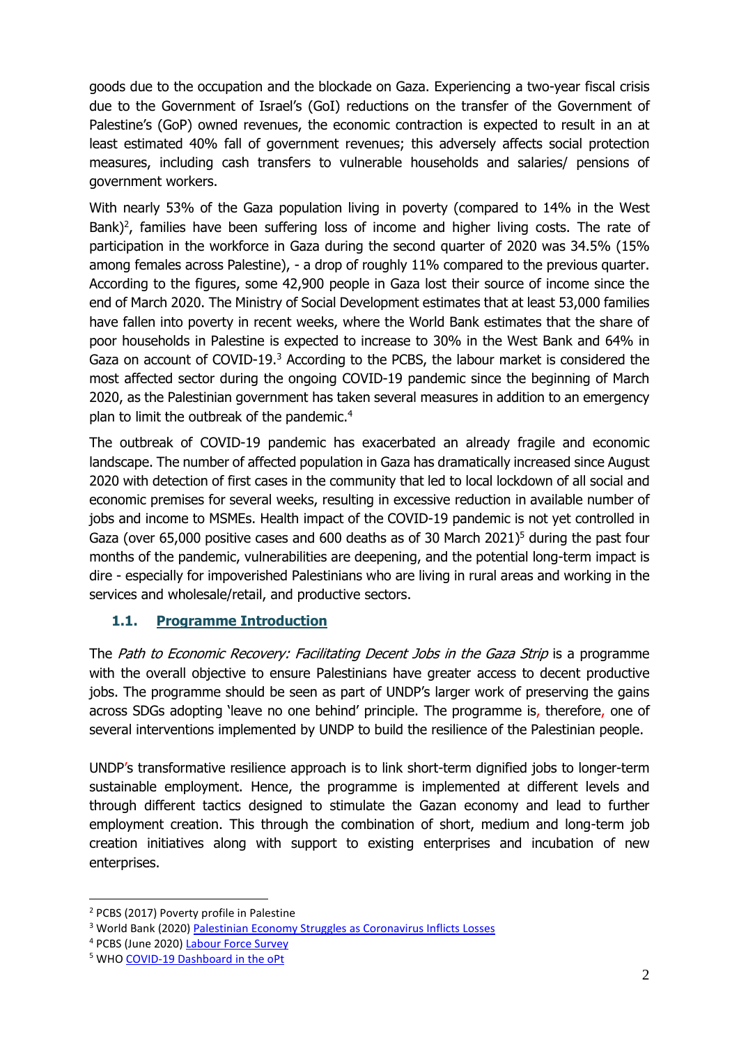goods due to the occupation and the blockade on Gaza. Experiencing a two-year fiscal crisis due to the Government of Israel's (GoI) reductions on the transfer of the Government of Palestine's (GoP) owned revenues, the economic contraction is expected to result in an at least estimated 40% fall of government revenues; this adversely affects social protection measures, including cash transfers to vulnerable households and salaries/ pensions of government workers.

With nearly 53% of the Gaza population living in poverty (compared to 14% in the West Bank)[2], families have been suffering loss of income and higher living costs. The rate of participation in the workforce in Gaza during the second quarter of 2020 was 34.5% (15% among females across Palestine), - a drop of roughly 11% compared to the previous quarter. According to the figures, some 42,900 people in Gaza lost their source of income since the end of March 2020. The Ministry of Social Development estimates that at least 53,000 families have fallen into poverty in recent weeks, where the World Bank estimates that the share of poor households in Palestine is expected to increase to 30% in the West Bank and 64% in Gaza on account of COVID-19.[3] According to the PCBS, the labour market is considered the most affected sector during the ongoing COVID-19 pandemic since the beginning of March 2020, as the Palestinian government has taken several measures in addition to an emergency plan to limit the outbreak of the pandemic.[4]

The outbreak of COVID-19 pandemic has exacerbated an already fragile and economic landscape. The number of affected population in Gaza has dramatically increased since August 2020 with detection of first cases in the community that led to local lockdown of all social and economic premises for several weeks, resulting in excessive reduction in available number of jobs and income to MSMEs. Health impact of the COVID-19 pandemic is not yet controlled in Gaza (over 65,000 positive cases and 600 deaths as of 30 March 2021)[5] during the past four months of the pandemic, vulnerabilities are deepening, and the potential long-term impact is dire - especially for impoverished Palestinians who are living in rural areas and working in the services and wholesale/retail, and productive sectors.

### 1.1. Programme Introduction

The *Path to Economic Recovery: Facilitating Decent Jobs in the Gaza Strip* is a programme with the overall objective to ensure Palestinians have greater access to decent productive jobs. The programme should be seen as part of UNDP's larger work of preserving the gains across SDGs adopting 'leave no one behind' principle. The programme is, therefore, one of several interventions implemented by UNDP to build the resilience of the Palestinian people.

UNDP's transformative resilience approach is to link short-term dignified jobs to longer-term sustainable employment. Hence, the programme is implemented at different levels and through different tactics designed to stimulate the Gazan economy and lead to further employment creation. This through the combination of short, medium and long-term job creation initiatives along with support to existing enterprises and incubation of new enterprises.

---

[2] PCBS (2017) Poverty profile in Palestine

[3] World Bank (2020) Palestinian Economy Struggles as Coronavirus Inflicts Losses

[4] PCBS (June 2020) Labour Force Survey

[5] WHO COVID-19 Dashboard in the oPt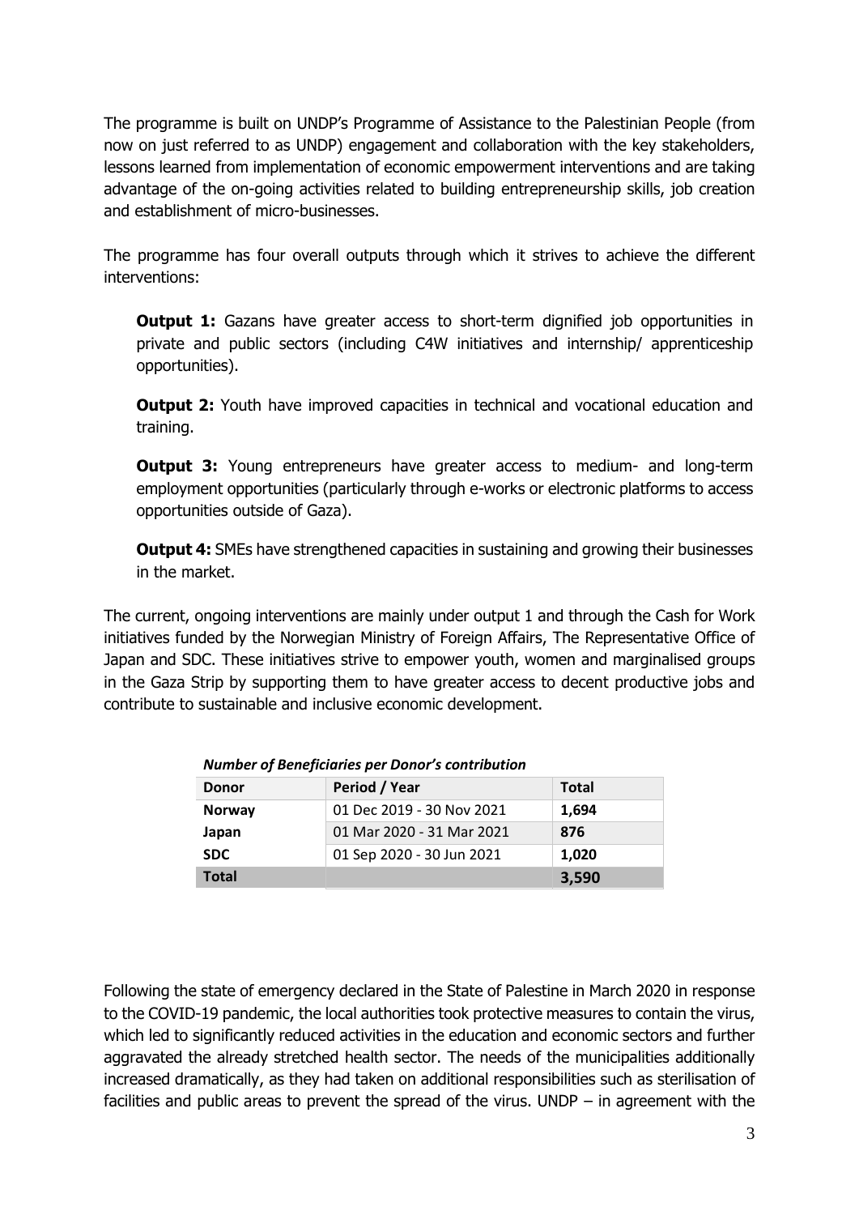The programme is built on UNDP's Programme of Assistance to the Palestinian People (from now on just referred to as UNDP) engagement and collaboration with the key stakeholders, lessons learned from implementation of economic empowerment interventions and are taking advantage of the on-going activities related to building entrepreneurship skills, job creation and establishment of micro-businesses.

The programme has four overall outputs through which it strives to achieve the different interventions:

> **Output 1:** Gazans have greater access to short-term dignified job opportunities in private and public sectors (including C4W initiatives and internship/ apprenticeship opportunities).
>
> **Output 2:** Youth have improved capacities in technical and vocational education and training.
>
> **Output 3:** Young entrepreneurs have greater access to medium- and long-term employment opportunities (particularly through e-works or electronic platforms to access opportunities outside of Gaza).
>
> **Output 4:** SMEs have strengthened capacities in sustaining and growing their businesses in the market.

The current, ongoing interventions are mainly under output 1 and through the Cash for Work initiatives funded by the Norwegian Ministry of Foreign Affairs, The Representative Office of Japan and SDC. These initiatives strive to empower youth, women and marginalised groups in the Gaza Strip by supporting them to have greater access to decent productive jobs and contribute to sustainable and inclusive economic development.

***Number of Beneficiaries per Donor's contribution***

| Donor | Period / Year | Total |
|---|---|---|
| **Norway** | 01 Dec 2019 - 30 Nov 2021 | **1,694** |
| **Japan** | 01 Mar 2020 - 31 Mar 2021 | **876** |
| **SDC** | 01 Sep 2020 - 30 Jun 2021 | **1,020** |
| **Total** | | **3,590** |

Following the state of emergency declared in the State of Palestine in March 2020 in response to the COVID-19 pandemic, the local authorities took protective measures to contain the virus, which led to significantly reduced activities in the education and economic sectors and further aggravated the already stretched health sector. The needs of the municipalities additionally increased dramatically, as they had taken on additional responsibilities such as sterilisation of facilities and public areas to prevent the spread of the virus. UNDP – in agreement with the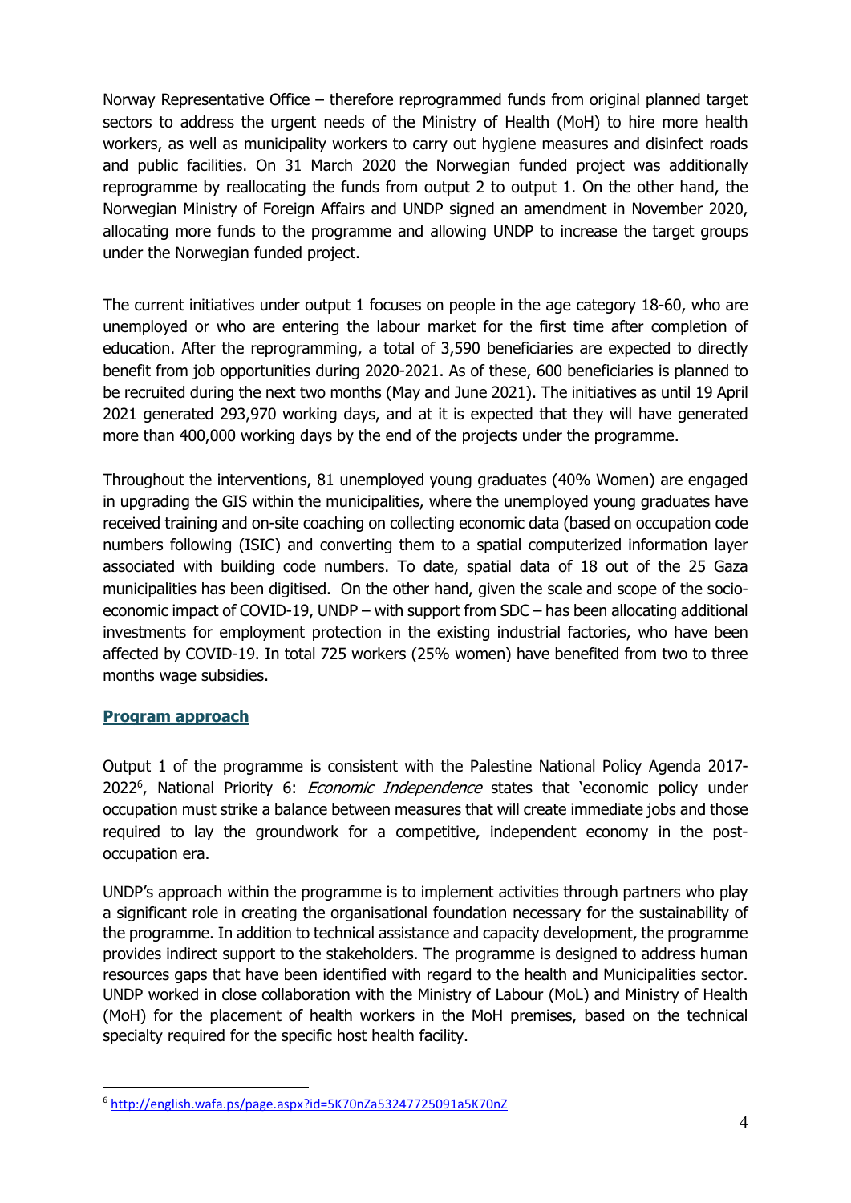Norway Representative Office – therefore reprogrammed funds from original planned target sectors to address the urgent needs of the Ministry of Health (MoH) to hire more health workers, as well as municipality workers to carry out hygiene measures and disinfect roads and public facilities. On 31 March 2020 the Norwegian funded project was additionally reprogramme by reallocating the funds from output 2 to output 1. On the other hand, the Norwegian Ministry of Foreign Affairs and UNDP signed an amendment in November 2020, allocating more funds to the programme and allowing UNDP to increase the target groups under the Norwegian funded project.

The current initiatives under output 1 focuses on people in the age category 18-60, who are unemployed or who are entering the labour market for the first time after completion of education. After the reprogramming, a total of 3,590 beneficiaries are expected to directly benefit from job opportunities during 2020-2021. As of these, 600 beneficiaries is planned to be recruited during the next two months (May and June 2021). The initiatives as until 19 April 2021 generated 293,970 working days, and at it is expected that they will have generated more than 400,000 working days by the end of the projects under the programme.

Throughout the interventions, 81 unemployed young graduates (40% Women) are engaged in upgrading the GIS within the municipalities, where the unemployed young graduates have received training and on-site coaching on collecting economic data (based on occupation code numbers following (ISIC) and converting them to a spatial computerized information layer associated with building code numbers. To date, spatial data of 18 out of the 25 Gaza municipalities has been digitised. On the other hand, given the scale and scope of the socio-economic impact of COVID-19, UNDP – with support from SDC – has been allocating additional investments for employment protection in the existing industrial factories, who have been affected by COVID-19. In total 725 workers (25% women) have benefited from two to three months wage subsidies.

## Program approach

Output 1 of the programme is consistent with the Palestine National Policy Agenda 2017-2022[6], National Priority 6: *Economic Independence* states that 'economic policy under occupation must strike a balance between measures that will create immediate jobs and those required to lay the groundwork for a competitive, independent economy in the post-occupation era.

UNDP's approach within the programme is to implement activities through partners who play a significant role in creating the organisational foundation necessary for the sustainability of the programme. In addition to technical assistance and capacity development, the programme provides indirect support to the stakeholders. The programme is designed to address human resources gaps that have been identified with regard to the health and Municipalities sector. UNDP worked in close collaboration with the Ministry of Labour (MoL) and Ministry of Health (MoH) for the placement of health workers in the MoH premises, based on the technical specialty required for the specific host health facility.

[6] http://english.wafa.ps/page.aspx?id=5K70nZa53247725091a5K70nZ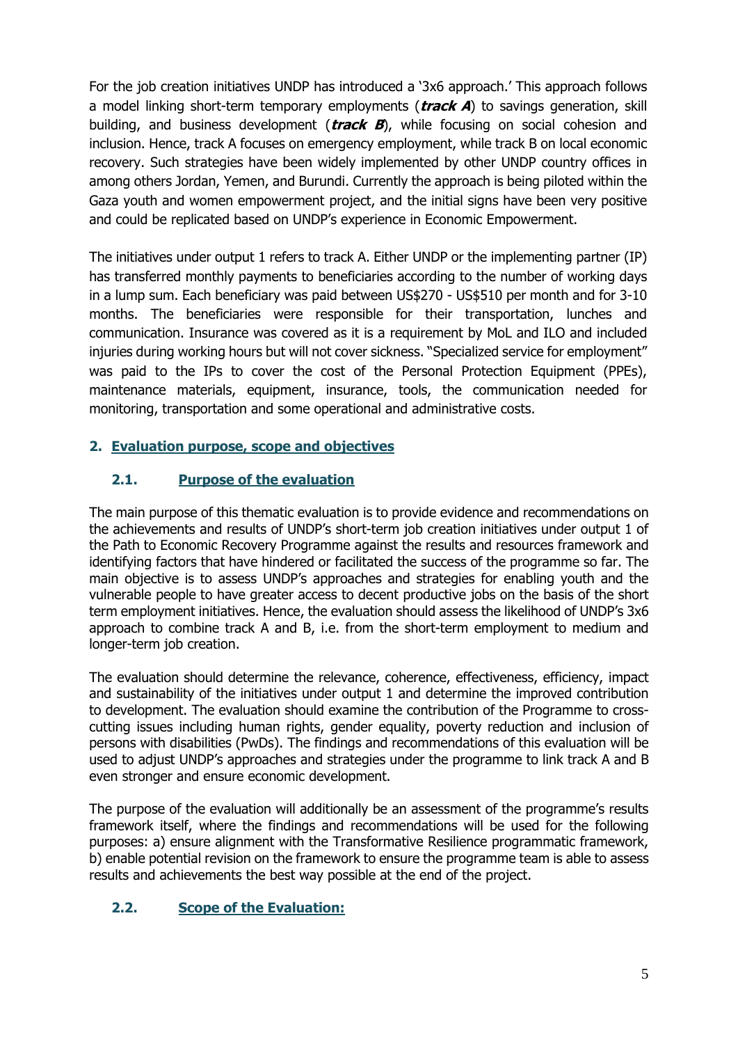For the job creation initiatives UNDP has introduced a '3x6 approach.' This approach follows a model linking short-term temporary employments (***track A***) to savings generation, skill building, and business development (***track B***), while focusing on social cohesion and inclusion. Hence, track A focuses on emergency employment, while track B on local economic recovery. Such strategies have been widely implemented by other UNDP country offices in among others Jordan, Yemen, and Burundi. Currently the approach is being piloted within the Gaza youth and women empowerment project, and the initial signs have been very positive and could be replicated based on UNDP's experience in Economic Empowerment.

The initiatives under output 1 refers to track A. Either UNDP or the implementing partner (IP) has transferred monthly payments to beneficiaries according to the number of working days in a lump sum. Each beneficiary was paid between US$270 - US$510 per month and for 3-10 months. The beneficiaries were responsible for their transportation, lunches and communication. Insurance was covered as it is a requirement by MoL and ILO and included injuries during working hours but will not cover sickness. "Specialized service for employment" was paid to the IPs to cover the cost of the Personal Protection Equipment (PPEs), maintenance materials, equipment, insurance, tools, the communication needed for monitoring, transportation and some operational and administrative costs.

## 2. Evaluation purpose, scope and objectives

### 2.1. Purpose of the evaluation

The main purpose of this thematic evaluation is to provide evidence and recommendations on the achievements and results of UNDP's short-term job creation initiatives under output 1 of the Path to Economic Recovery Programme against the results and resources framework and identifying factors that have hindered or facilitated the success of the programme so far. The main objective is to assess UNDP's approaches and strategies for enabling youth and the vulnerable people to have greater access to decent productive jobs on the basis of the short term employment initiatives. Hence, the evaluation should assess the likelihood of UNDP's 3x6 approach to combine track A and B, i.e. from the short-term employment to medium and longer-term job creation.

The evaluation should determine the relevance, coherence, effectiveness, efficiency, impact and sustainability of the initiatives under output 1 and determine the improved contribution to development. The evaluation should examine the contribution of the Programme to cross-cutting issues including human rights, gender equality, poverty reduction and inclusion of persons with disabilities (PwDs). The findings and recommendations of this evaluation will be used to adjust UNDP's approaches and strategies under the programme to link track A and B even stronger and ensure economic development.

The purpose of the evaluation will additionally be an assessment of the programme's results framework itself, where the findings and recommendations will be used for the following purposes: a) ensure alignment with the Transformative Resilience programmatic framework, b) enable potential revision on the framework to ensure the programme team is able to assess results and achievements the best way possible at the end of the project.

### 2.2. Scope of the Evaluation: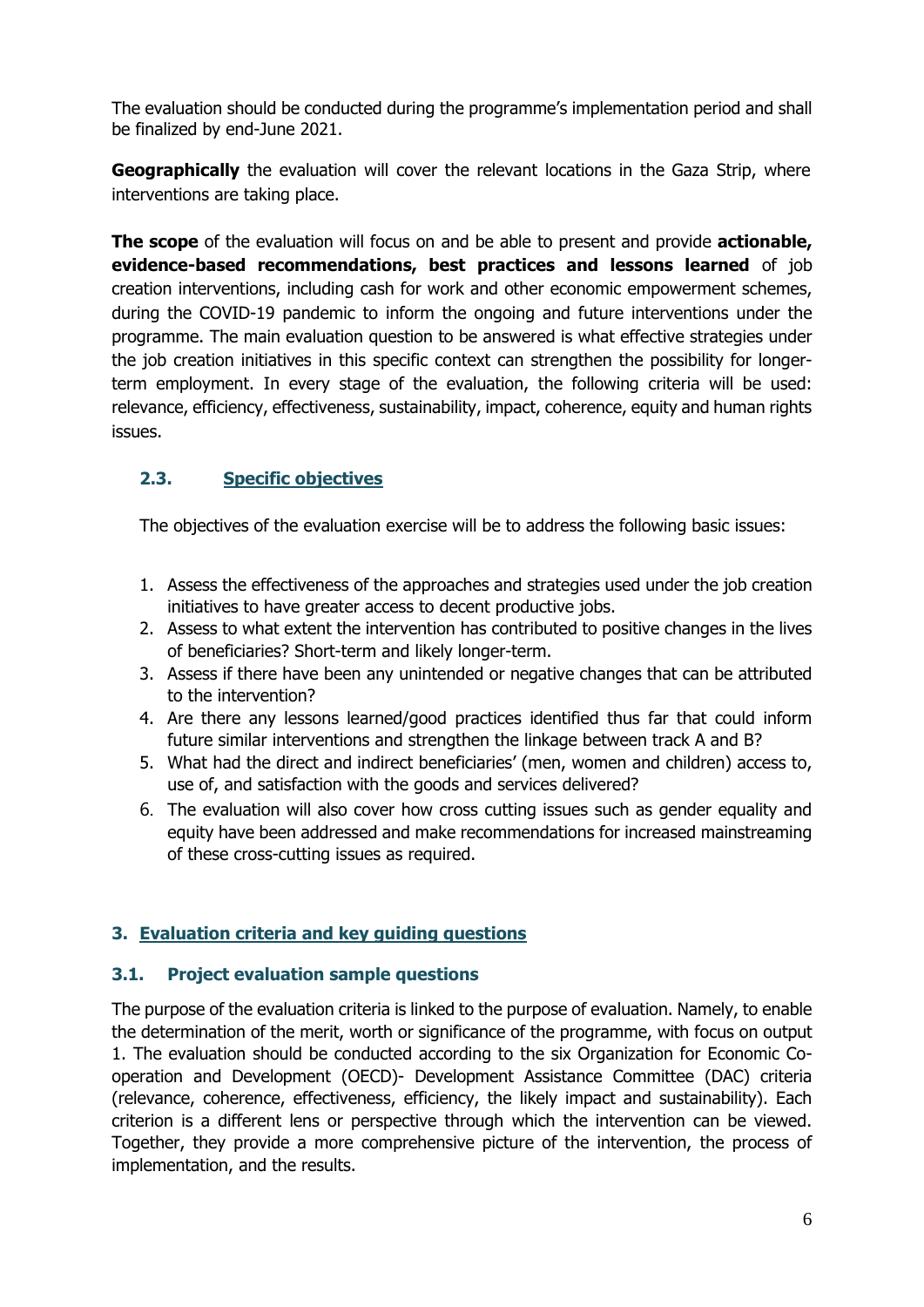The evaluation should be conducted during the programme's implementation period and shall be finalized by end-June 2021.

**Geographically** the evaluation will cover the relevant locations in the Gaza Strip, where interventions are taking place.

**The scope** of the evaluation will focus on and be able to present and provide **actionable, evidence-based recommendations, best practices and lessons learned** of job creation interventions, including cash for work and other economic empowerment schemes, during the COVID-19 pandemic to inform the ongoing and future interventions under the programme. The main evaluation question to be answered is what effective strategies under the job creation initiatives in this specific context can strengthen the possibility for longer-term employment. In every stage of the evaluation, the following criteria will be used: relevance, efficiency, effectiveness, sustainability, impact, coherence, equity and human rights issues.

### 2.3. Specific objectives

The objectives of the evaluation exercise will be to address the following basic issues:

1. Assess the effectiveness of the approaches and strategies used under the job creation initiatives to have greater access to decent productive jobs.
2. Assess to what extent the intervention has contributed to positive changes in the lives of beneficiaries? Short-term and likely longer-term.
3. Assess if there have been any unintended or negative changes that can be attributed to the intervention?
4. Are there any lessons learned/good practices identified thus far that could inform future similar interventions and strengthen the linkage between track A and B?
5. What had the direct and indirect beneficiaries' (men, women and children) access to, use of, and satisfaction with the goods and services delivered?
6. The evaluation will also cover how cross cutting issues such as gender equality and equity have been addressed and make recommendations for increased mainstreaming of these cross-cutting issues as required.

## 3. Evaluation criteria and key guiding questions

### 3.1. Project evaluation sample questions

The purpose of the evaluation criteria is linked to the purpose of evaluation. Namely, to enable the determination of the merit, worth or significance of the programme, with focus on output 1. The evaluation should be conducted according to the six Organization for Economic Co-operation and Development (OECD)- Development Assistance Committee (DAC) criteria (relevance, coherence, effectiveness, efficiency, the likely impact and sustainability). Each criterion is a different lens or perspective through which the intervention can be viewed. Together, they provide a more comprehensive picture of the intervention, the process of implementation, and the results.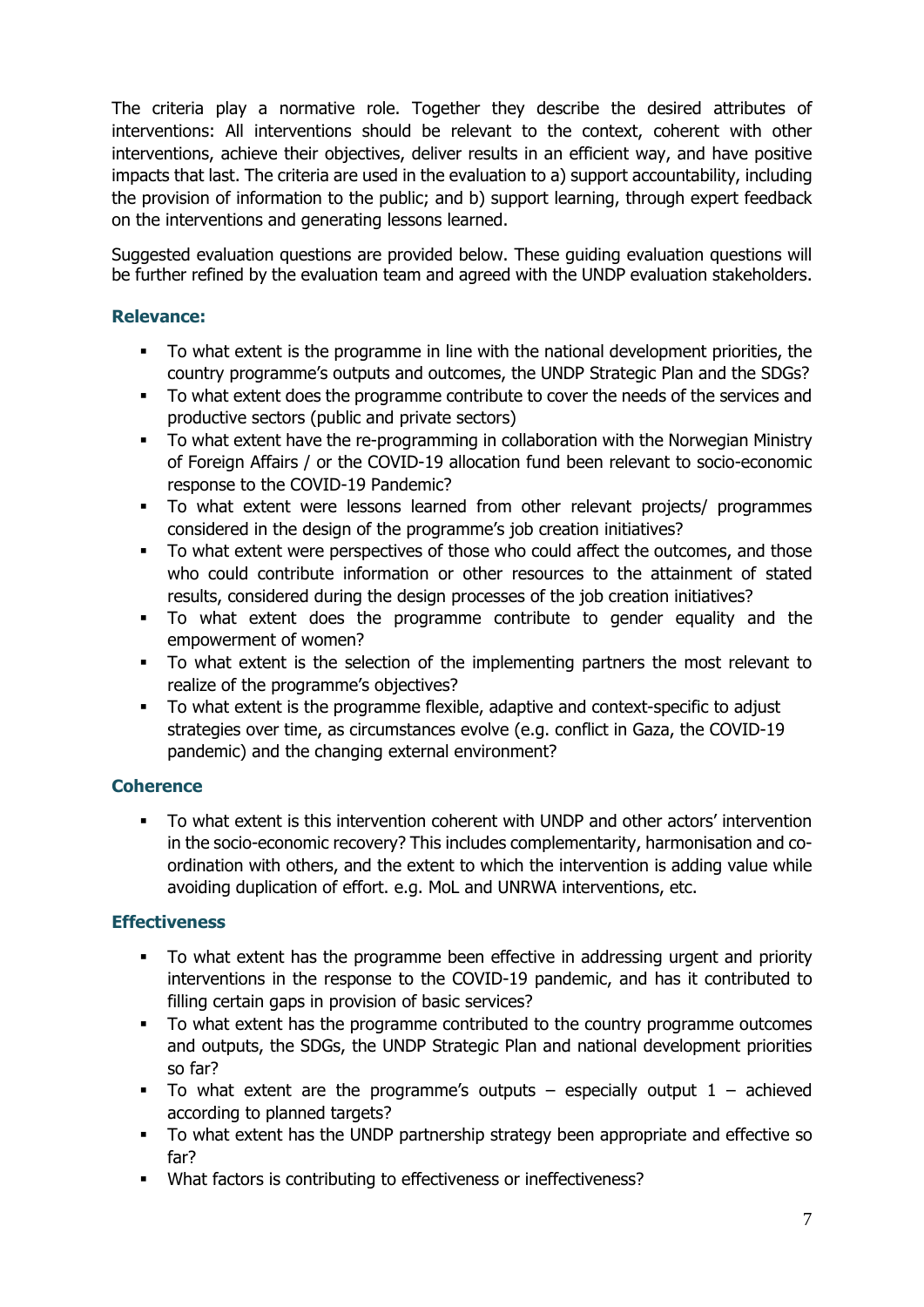The criteria play a normative role. Together they describe the desired attributes of interventions: All interventions should be relevant to the context, coherent with other interventions, achieve their objectives, deliver results in an efficient way, and have positive impacts that last. The criteria are used in the evaluation to a) support accountability, including the provision of information to the public; and b) support learning, through expert feedback on the interventions and generating lessons learned.

Suggested evaluation questions are provided below. These guiding evaluation questions will be further refined by the evaluation team and agreed with the UNDP evaluation stakeholders.

### Relevance:

- To what extent is the programme in line with the national development priorities, the country programme's outputs and outcomes, the UNDP Strategic Plan and the SDGs?
- To what extent does the programme contribute to cover the needs of the services and productive sectors (public and private sectors)
- To what extent have the re-programming in collaboration with the Norwegian Ministry of Foreign Affairs / or the COVID-19 allocation fund been relevant to socio-economic response to the COVID-19 Pandemic?
- To what extent were lessons learned from other relevant projects/ programmes considered in the design of the programme's job creation initiatives?
- To what extent were perspectives of those who could affect the outcomes, and those who could contribute information or other resources to the attainment of stated results, considered during the design processes of the job creation initiatives?
- To what extent does the programme contribute to gender equality and the empowerment of women?
- To what extent is the selection of the implementing partners the most relevant to realize of the programme's objectives?
- To what extent is the programme flexible, adaptive and context-specific to adjust strategies over time, as circumstances evolve (e.g. conflict in Gaza, the COVID-19 pandemic) and the changing external environment?

### Coherence

- To what extent is this intervention coherent with UNDP and other actors' intervention in the socio-economic recovery? This includes complementarity, harmonisation and co-ordination with others, and the extent to which the intervention is adding value while avoiding duplication of effort. e.g. MoL and UNRWA interventions, etc.

### Effectiveness

- To what extent has the programme been effective in addressing urgent and priority interventions in the response to the COVID-19 pandemic, and has it contributed to filling certain gaps in provision of basic services?
- To what extent has the programme contributed to the country programme outcomes and outputs, the SDGs, the UNDP Strategic Plan and national development priorities so far?
- To what extent are the programme's outputs – especially output 1 – achieved according to planned targets?
- To what extent has the UNDP partnership strategy been appropriate and effective so far?
- What factors is contributing to effectiveness or ineffectiveness?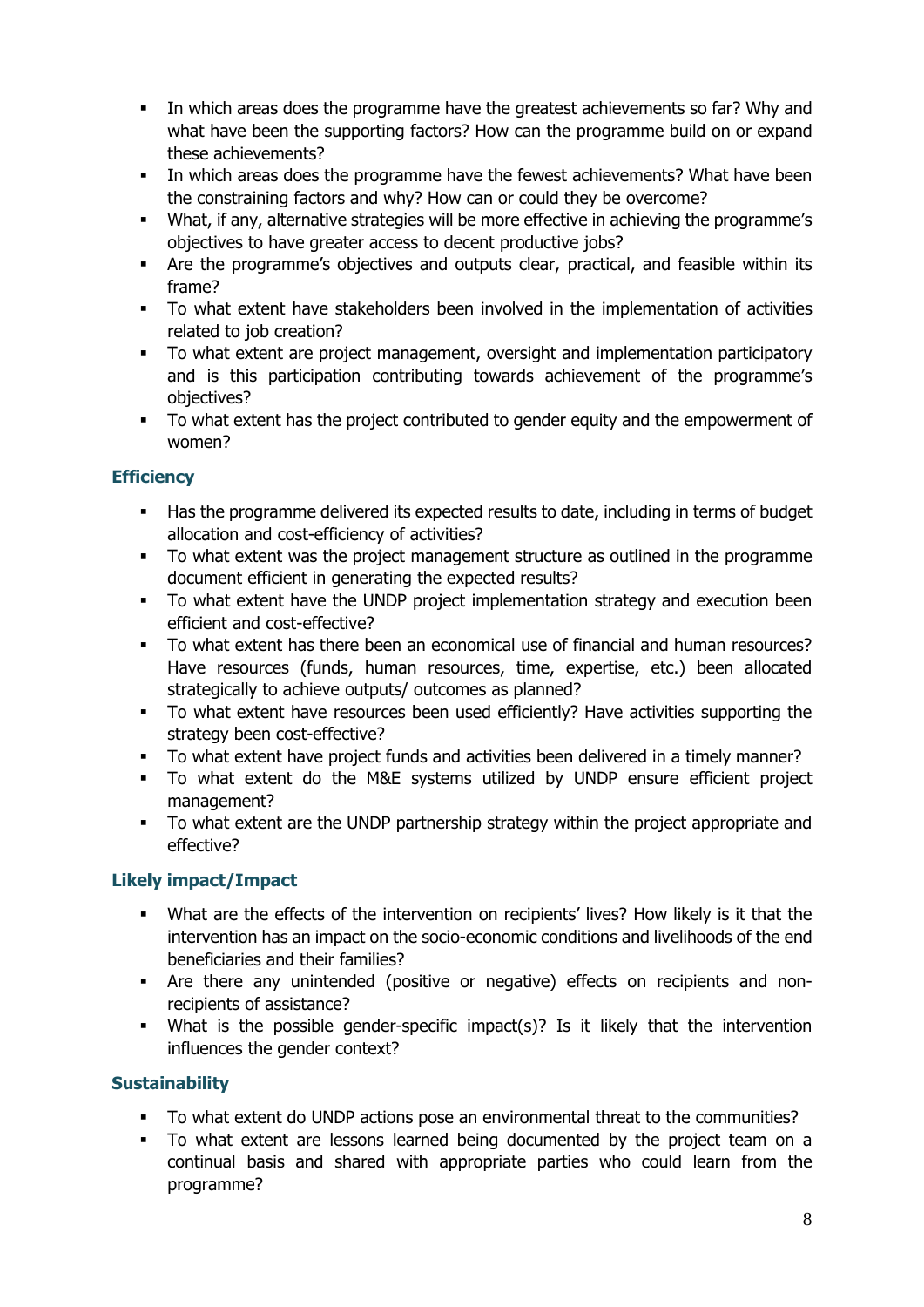- In which areas does the programme have the greatest achievements so far? Why and what have been the supporting factors? How can the programme build on or expand these achievements?
- In which areas does the programme have the fewest achievements? What have been the constraining factors and why? How can or could they be overcome?
- What, if any, alternative strategies will be more effective in achieving the programme's objectives to have greater access to decent productive jobs?
- Are the programme's objectives and outputs clear, practical, and feasible within its frame?
- To what extent have stakeholders been involved in the implementation of activities related to job creation?
- To what extent are project management, oversight and implementation participatory and is this participation contributing towards achievement of the programme's objectives?
- To what extent has the project contributed to gender equity and the empowerment of women?

### Efficiency

- Has the programme delivered its expected results to date, including in terms of budget allocation and cost-efficiency of activities?
- To what extent was the project management structure as outlined in the programme document efficient in generating the expected results?
- To what extent have the UNDP project implementation strategy and execution been efficient and cost-effective?
- To what extent has there been an economical use of financial and human resources? Have resources (funds, human resources, time, expertise, etc.) been allocated strategically to achieve outputs/ outcomes as planned?
- To what extent have resources been used efficiently? Have activities supporting the strategy been cost-effective?
- To what extent have project funds and activities been delivered in a timely manner?
- To what extent do the M&E systems utilized by UNDP ensure efficient project management?
- To what extent are the UNDP partnership strategy within the project appropriate and effective?

### Likely impact/Impact

- What are the effects of the intervention on recipients' lives? How likely is it that the intervention has an impact on the socio-economic conditions and livelihoods of the end beneficiaries and their families?
- Are there any unintended (positive or negative) effects on recipients and non-recipients of assistance?
- What is the possible gender-specific impact(s)? Is it likely that the intervention influences the gender context?

### Sustainability

- To what extent do UNDP actions pose an environmental threat to the communities?
- To what extent are lessons learned being documented by the project team on a continual basis and shared with appropriate parties who could learn from the programme?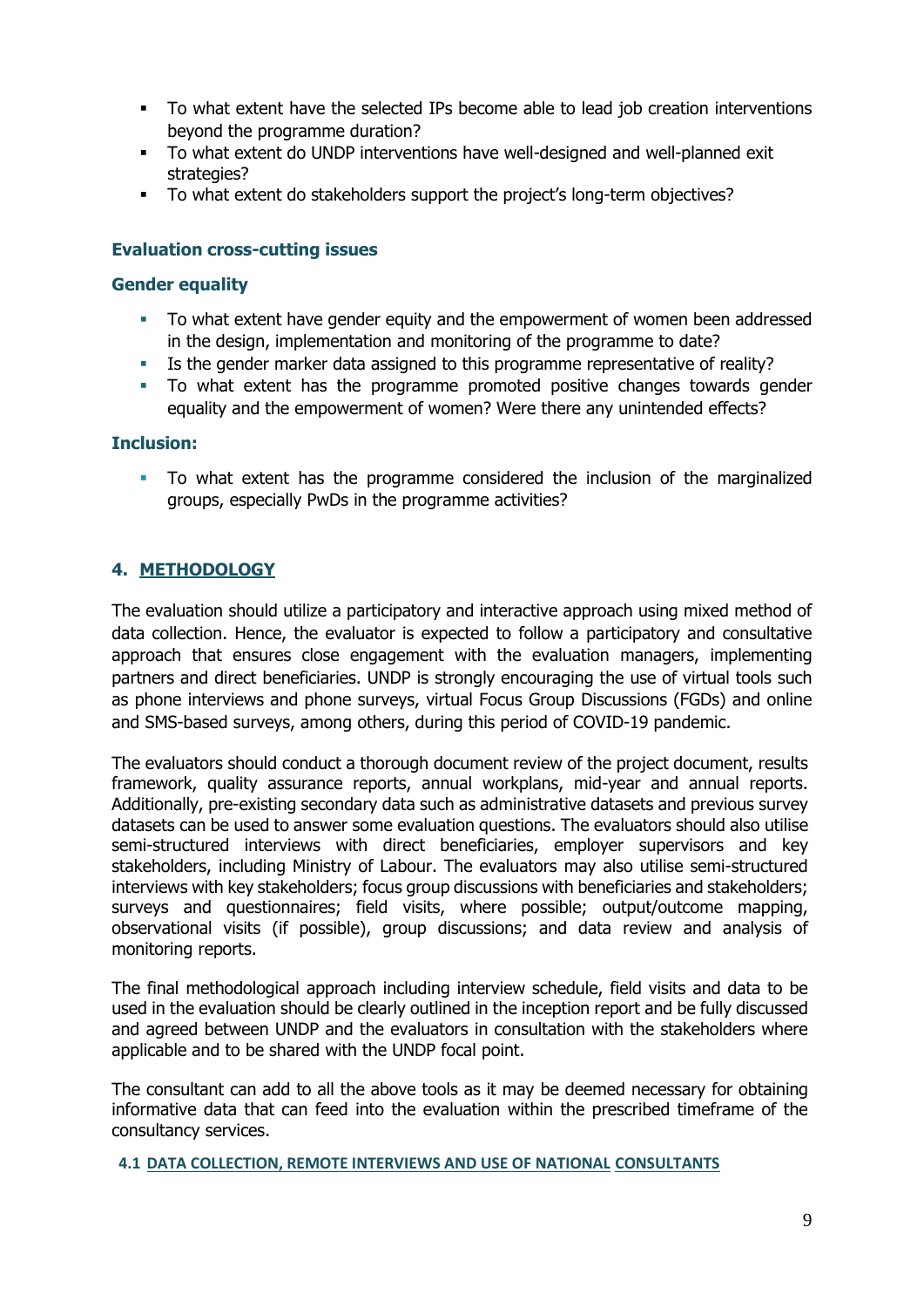- To what extent have the selected IPs become able to lead job creation interventions beyond the programme duration?
- To what extent do UNDP interventions have well-designed and well-planned exit strategies?
- To what extent do stakeholders support the project's long-term objectives?

### Evaluation cross-cutting issues

### Gender equality

- To what extent have gender equity and the empowerment of women been addressed in the design, implementation and monitoring of the programme to date?
- Is the gender marker data assigned to this programme representative of reality?
- To what extent has the programme promoted positive changes towards gender equality and the empowerment of women? Were there any unintended effects?

### Inclusion:

- To what extent has the programme considered the inclusion of the marginalized groups, especially PwDs in the programme activities?

## 4. METHODOLOGY

The evaluation should utilize a participatory and interactive approach using mixed method of data collection. Hence, the evaluator is expected to follow a participatory and consultative approach that ensures close engagement with the evaluation managers, implementing partners and direct beneficiaries. UNDP is strongly encouraging the use of virtual tools such as phone interviews and phone surveys, virtual Focus Group Discussions (FGDs) and online and SMS-based surveys, among others, during this period of COVID-19 pandemic.

The evaluators should conduct a thorough document review of the project document, results framework, quality assurance reports, annual workplans, mid-year and annual reports. Additionally, pre-existing secondary data such as administrative datasets and previous survey datasets can be used to answer some evaluation questions. The evaluators should also utilise semi-structured interviews with direct beneficiaries, employer supervisors and key stakeholders, including Ministry of Labour. The evaluators may also utilise semi-structured interviews with key stakeholders; focus group discussions with beneficiaries and stakeholders; surveys and questionnaires; field visits, where possible; output/outcome mapping, observational visits (if possible), group discussions; and data review and analysis of monitoring reports.

The final methodological approach including interview schedule, field visits and data to be used in the evaluation should be clearly outlined in the inception report and be fully discussed and agreed between UNDP and the evaluators in consultation with the stakeholders where applicable and to be shared with the UNDP focal point.

The consultant can add to all the above tools as it may be deemed necessary for obtaining informative data that can feed into the evaluation within the prescribed timeframe of the consultancy services.

### 4.1 DATA COLLECTION, REMOTE INTERVIEWS AND USE OF NATIONAL CONSULTANTS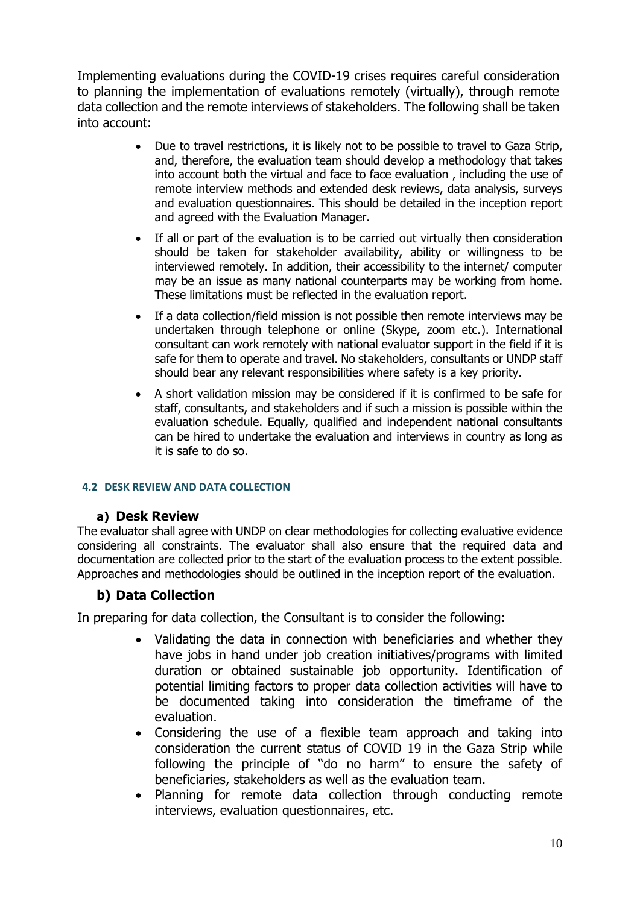Implementing evaluations during the COVID-19 crises requires careful consideration to planning the implementation of evaluations remotely (virtually), through remote data collection and the remote interviews of stakeholders. The following shall be taken into account:

- Due to travel restrictions, it is likely not to be possible to travel to Gaza Strip, and, therefore, the evaluation team should develop a methodology that takes into account both the virtual and face to face evaluation , including the use of remote interview methods and extended desk reviews, data analysis, surveys and evaluation questionnaires. This should be detailed in the inception report and agreed with the Evaluation Manager.
- If all or part of the evaluation is to be carried out virtually then consideration should be taken for stakeholder availability, ability or willingness to be interviewed remotely. In addition, their accessibility to the internet/ computer may be an issue as many national counterparts may be working from home. These limitations must be reflected in the evaluation report.
- If a data collection/field mission is not possible then remote interviews may be undertaken through telephone or online (Skype, zoom etc.). International consultant can work remotely with national evaluator support in the field if it is safe for them to operate and travel. No stakeholders, consultants or UNDP staff should bear any relevant responsibilities where safety is a key priority.
- A short validation mission may be considered if it is confirmed to be safe for staff, consultants, and stakeholders and if such a mission is possible within the evaluation schedule. Equally, qualified and independent national consultants can be hired to undertake the evaluation and interviews in country as long as it is safe to do so.

### 4.2 DESK REVIEW AND DATA COLLECTION

#### a) Desk Review

The evaluator shall agree with UNDP on clear methodologies for collecting evaluative evidence considering all constraints. The evaluator shall also ensure that the required data and documentation are collected prior to the start of the evaluation process to the extent possible. Approaches and methodologies should be outlined in the inception report of the evaluation.

#### b) Data Collection

In preparing for data collection, the Consultant is to consider the following:

- Validating the data in connection with beneficiaries and whether they have jobs in hand under job creation initiatives/programs with limited duration or obtained sustainable job opportunity. Identification of potential limiting factors to proper data collection activities will have to be documented taking into consideration the timeframe of the evaluation.
- Considering the use of a flexible team approach and taking into consideration the current status of COVID 19 in the Gaza Strip while following the principle of "do no harm" to ensure the safety of beneficiaries, stakeholders as well as the evaluation team.
- Planning for remote data collection through conducting remote interviews, evaluation questionnaires, etc.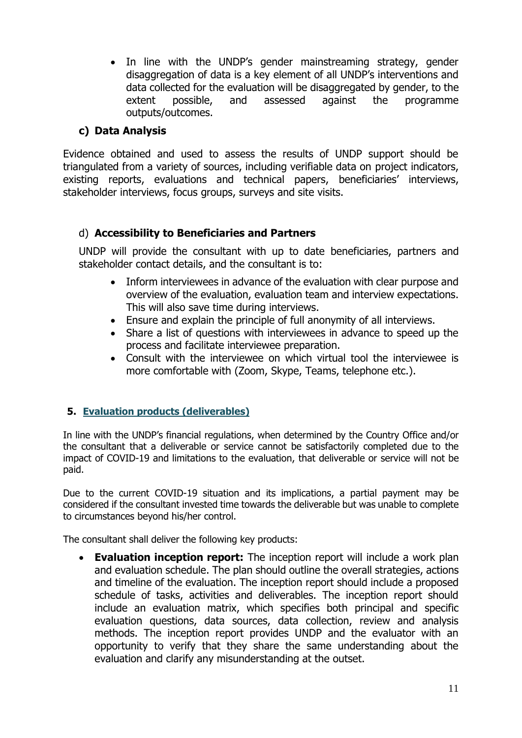- In line with the UNDP's gender mainstreaming strategy, gender disaggregation of data is a key element of all UNDP's interventions and data collected for the evaluation will be disaggregated by gender, to the extent possible, and assessed against the programme outputs/outcomes.

### c) Data Analysis

Evidence obtained and used to assess the results of UNDP support should be triangulated from a variety of sources, including verifiable data on project indicators, existing reports, evaluations and technical papers, beneficiaries' interviews, stakeholder interviews, focus groups, surveys and site visits.

### d) **Accessibility to Beneficiaries and Partners**

UNDP will provide the consultant with up to date beneficiaries, partners and stakeholder contact details, and the consultant is to:

- Inform interviewees in advance of the evaluation with clear purpose and overview of the evaluation, evaluation team and interview expectations. This will also save time during interviews.
- Ensure and explain the principle of full anonymity of all interviews.
- Share a list of questions with interviewees in advance to speed up the process and facilitate interviewee preparation.
- Consult with the interviewee on which virtual tool the interviewee is more comfortable with (Zoom, Skype, Teams, telephone etc.).

## 5. Evaluation products (deliverables)

In line with the UNDP's financial regulations, when determined by the Country Office and/or the consultant that a deliverable or service cannot be satisfactorily completed due to the impact of COVID-19 and limitations to the evaluation, that deliverable or service will not be paid.

Due to the current COVID-19 situation and its implications, a partial payment may be considered if the consultant invested time towards the deliverable but was unable to complete to circumstances beyond his/her control.

The consultant shall deliver the following key products:

- **Evaluation inception report:** The inception report will include a work plan and evaluation schedule. The plan should outline the overall strategies, actions and timeline of the evaluation. The inception report should include a proposed schedule of tasks, activities and deliverables. The inception report should include an evaluation matrix, which specifies both principal and specific evaluation questions, data sources, data collection, review and analysis methods. The inception report provides UNDP and the evaluator with an opportunity to verify that they share the same understanding about the evaluation and clarify any misunderstanding at the outset.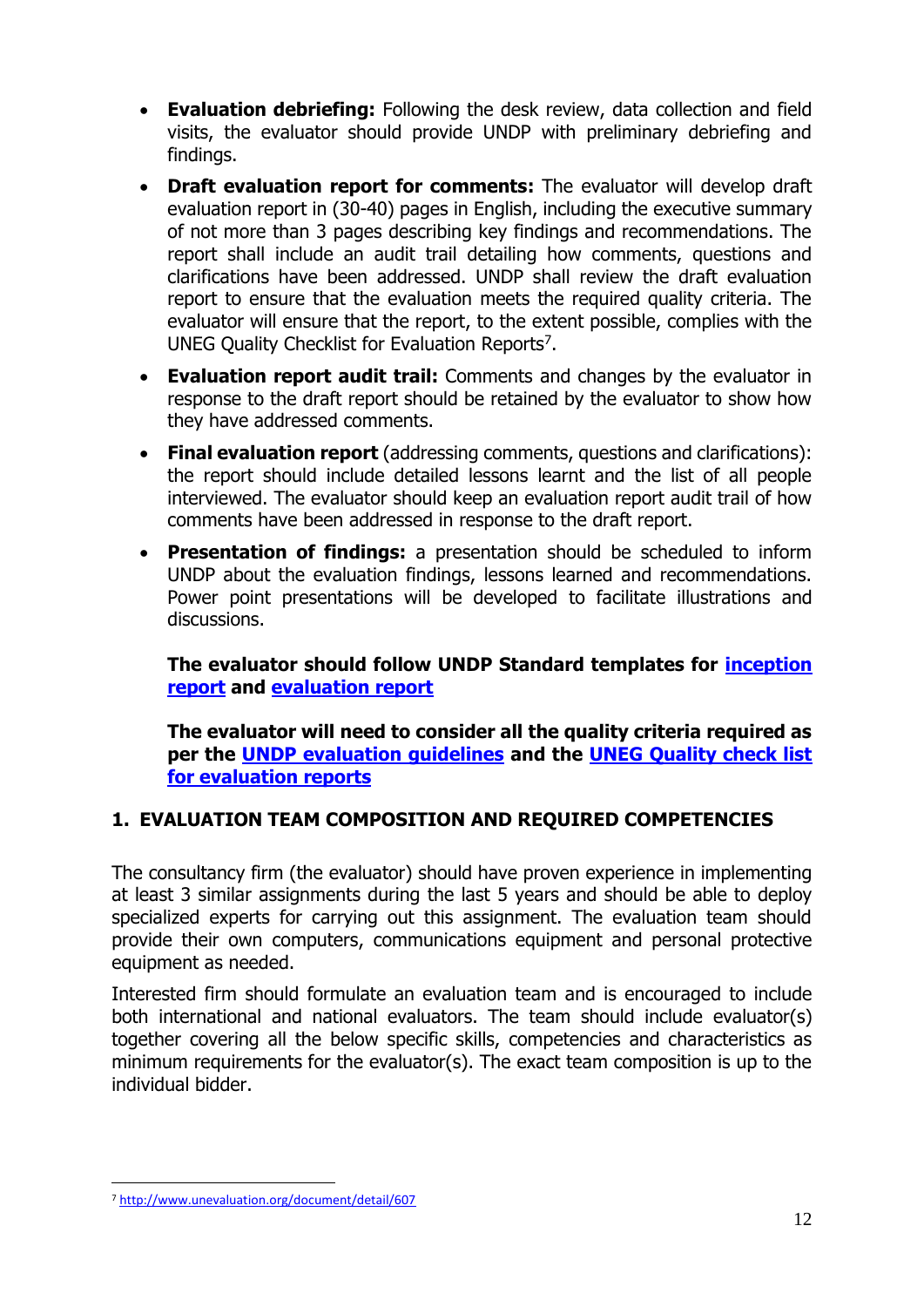- **Evaluation debriefing:** Following the desk review, data collection and field visits, the evaluator should provide UNDP with preliminary debriefing and findings.
- **Draft evaluation report for comments:** The evaluator will develop draft evaluation report in (30-40) pages in English, including the executive summary of not more than 3 pages describing key findings and recommendations. The report shall include an audit trail detailing how comments, questions and clarifications have been addressed. UNDP shall review the draft evaluation report to ensure that the evaluation meets the required quality criteria. The evaluator will ensure that the report, to the extent possible, complies with the UNEG Quality Checklist for Evaluation Reports[7].
- **Evaluation report audit trail:** Comments and changes by the evaluator in response to the draft report should be retained by the evaluator to show how they have addressed comments.
- **Final evaluation report** (addressing comments, questions and clarifications): the report should include detailed lessons learnt and the list of all people interviewed. The evaluator should keep an evaluation report audit trail of how comments have been addressed in response to the draft report.
- **Presentation of findings:** a presentation should be scheduled to inform UNDP about the evaluation findings, lessons learned and recommendations. Power point presentations will be developed to facilitate illustrations and discussions.

**The evaluator should follow UNDP Standard templates for inception report and evaluation report**

**The evaluator will need to consider all the quality criteria required as per the UNDP evaluation guidelines and the UNEG Quality check list for evaluation reports**

## 1. EVALUATION TEAM COMPOSITION AND REQUIRED COMPETENCIES

The consultancy firm (the evaluator) should have proven experience in implementing at least 3 similar assignments during the last 5 years and should be able to deploy specialized experts for carrying out this assignment. The evaluation team should provide their own computers, communications equipment and personal protective equipment as needed.

Interested firm should formulate an evaluation team and is encouraged to include both international and national evaluators. The team should include evaluator(s) together covering all the below specific skills, competencies and characteristics as minimum requirements for the evaluator(s). The exact team composition is up to the individual bidder.

[7] http://www.unevaluation.org/document/detail/607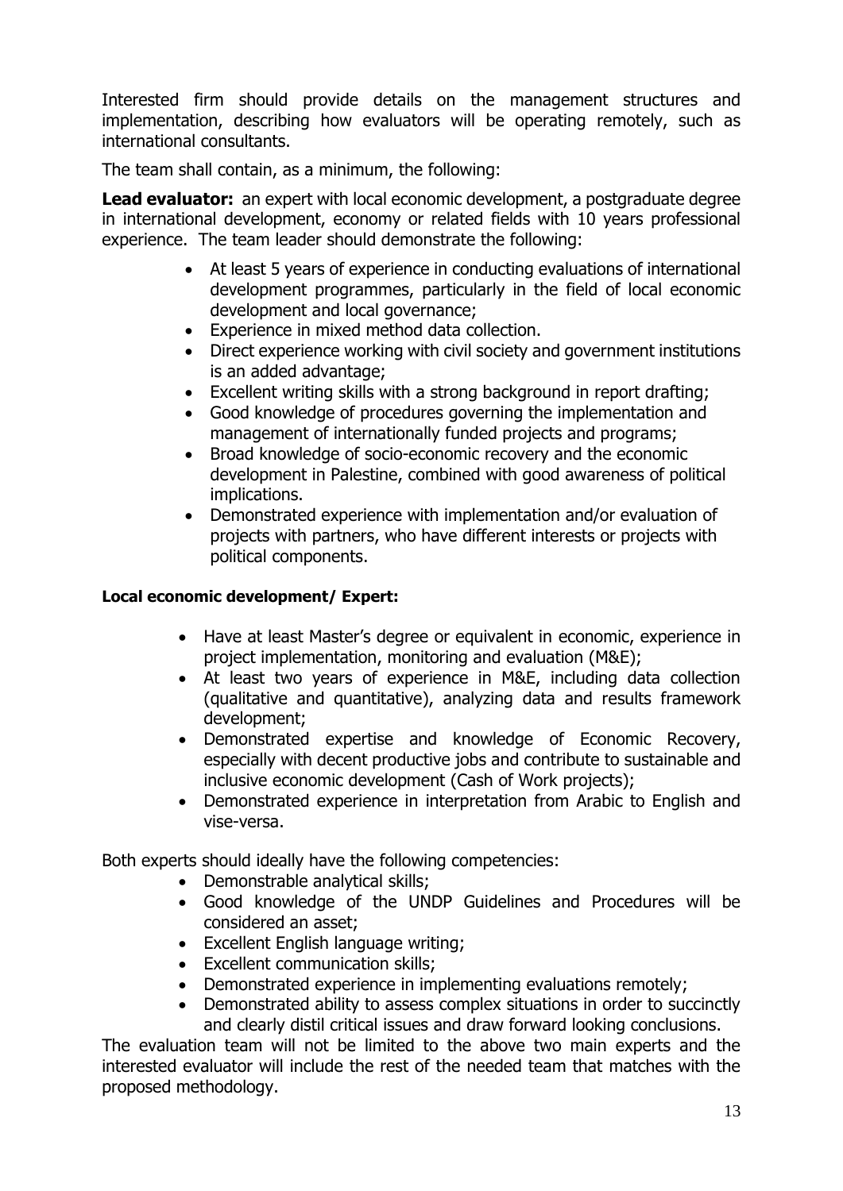Interested firm should provide details on the management structures and implementation, describing how evaluators will be operating remotely, such as international consultants.

The team shall contain, as a minimum, the following:

**Lead evaluator:** an expert with local economic development, a postgraduate degree in international development, economy or related fields with 10 years professional experience. The team leader should demonstrate the following:

- At least 5 years of experience in conducting evaluations of international development programmes, particularly in the field of local economic development and local governance;
- Experience in mixed method data collection.
- Direct experience working with civil society and government institutions is an added advantage;
- Excellent writing skills with a strong background in report drafting;
- Good knowledge of procedures governing the implementation and management of internationally funded projects and programs;
- Broad knowledge of socio-economic recovery and the economic development in Palestine, combined with good awareness of political implications.
- Demonstrated experience with implementation and/or evaluation of projects with partners, who have different interests or projects with political components.

**Local economic development/ Expert:**

- Have at least Master's degree or equivalent in economic, experience in project implementation, monitoring and evaluation (M&E);
- At least two years of experience in M&E, including data collection (qualitative and quantitative), analyzing data and results framework development;
- Demonstrated expertise and knowledge of Economic Recovery, especially with decent productive jobs and contribute to sustainable and inclusive economic development (Cash of Work projects);
- Demonstrated experience in interpretation from Arabic to English and vise-versa.

Both experts should ideally have the following competencies:

- Demonstrable analytical skills;
- Good knowledge of the UNDP Guidelines and Procedures will be considered an asset;
- Excellent English language writing;
- Excellent communication skills;
- Demonstrated experience in implementing evaluations remotely;
- Demonstrated ability to assess complex situations in order to succinctly and clearly distil critical issues and draw forward looking conclusions.

The evaluation team will not be limited to the above two main experts and the interested evaluator will include the rest of the needed team that matches with the proposed methodology.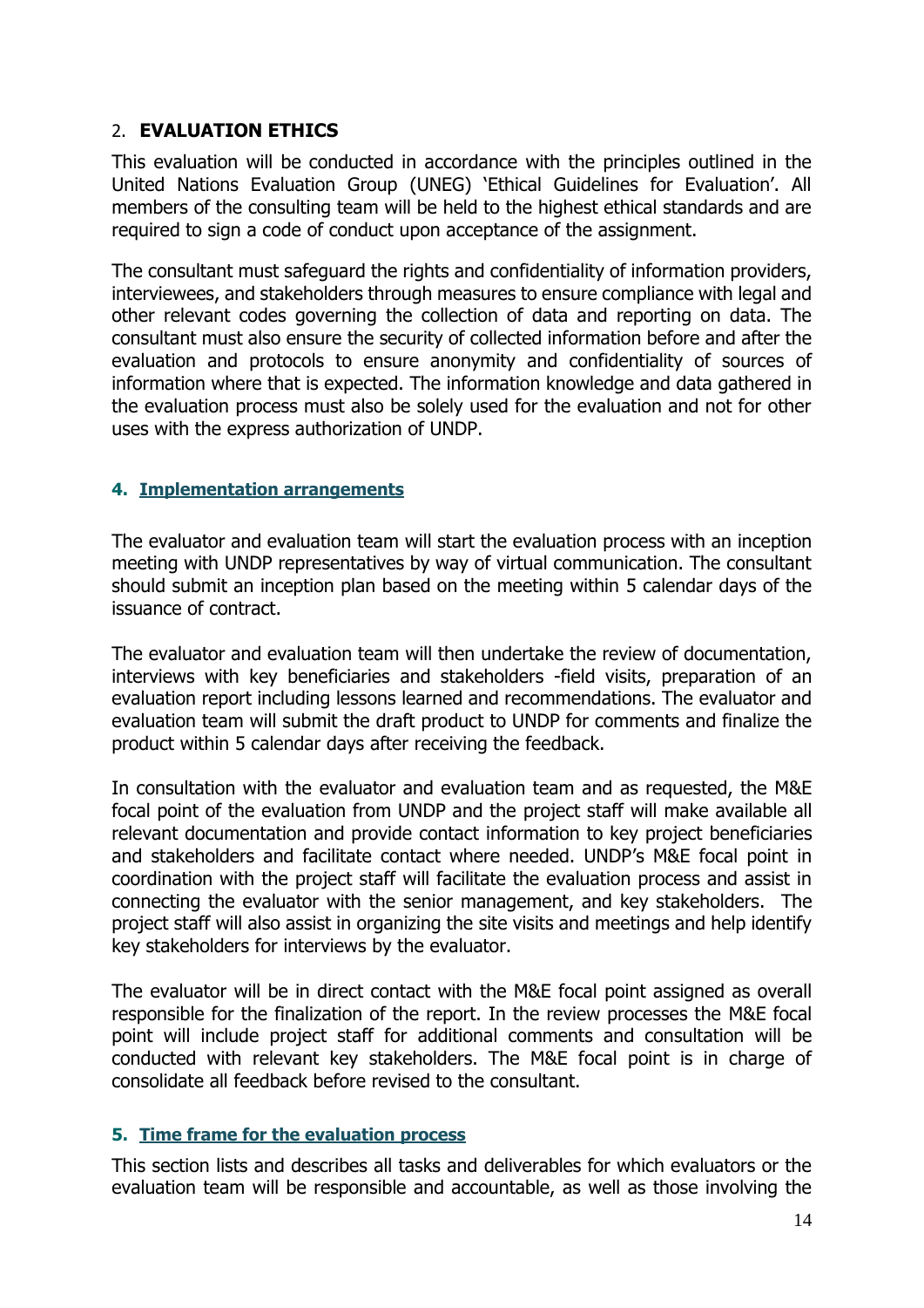## 2. **EVALUATION ETHICS**

This evaluation will be conducted in accordance with the principles outlined in the United Nations Evaluation Group (UNEG) 'Ethical Guidelines for Evaluation'. All members of the consulting team will be held to the highest ethical standards and are required to sign a code of conduct upon acceptance of the assignment.

The consultant must safeguard the rights and confidentiality of information providers, interviewees, and stakeholders through measures to ensure compliance with legal and other relevant codes governing the collection of data and reporting on data. The consultant must also ensure the security of collected information before and after the evaluation and protocols to ensure anonymity and confidentiality of sources of information where that is expected. The information knowledge and data gathered in the evaluation process must also be solely used for the evaluation and not for other uses with the express authorization of UNDP.

## 4. Implementation arrangements

The evaluator and evaluation team will start the evaluation process with an inception meeting with UNDP representatives by way of virtual communication. The consultant should submit an inception plan based on the meeting within 5 calendar days of the issuance of contract.

The evaluator and evaluation team will then undertake the review of documentation, interviews with key beneficiaries and stakeholders -field visits, preparation of an evaluation report including lessons learned and recommendations. The evaluator and evaluation team will submit the draft product to UNDP for comments and finalize the product within 5 calendar days after receiving the feedback.

In consultation with the evaluator and evaluation team and as requested, the M&E focal point of the evaluation from UNDP and the project staff will make available all relevant documentation and provide contact information to key project beneficiaries and stakeholders and facilitate contact where needed. UNDP's M&E focal point in coordination with the project staff will facilitate the evaluation process and assist in connecting the evaluator with the senior management, and key stakeholders. The project staff will also assist in organizing the site visits and meetings and help identify key stakeholders for interviews by the evaluator.

The evaluator will be in direct contact with the M&E focal point assigned as overall responsible for the finalization of the report. In the review processes the M&E focal point will include project staff for additional comments and consultation will be conducted with relevant key stakeholders. The M&E focal point is in charge of consolidate all feedback before revised to the consultant.

## 5. Time frame for the evaluation process

This section lists and describes all tasks and deliverables for which evaluators or the evaluation team will be responsible and accountable, as well as those involving the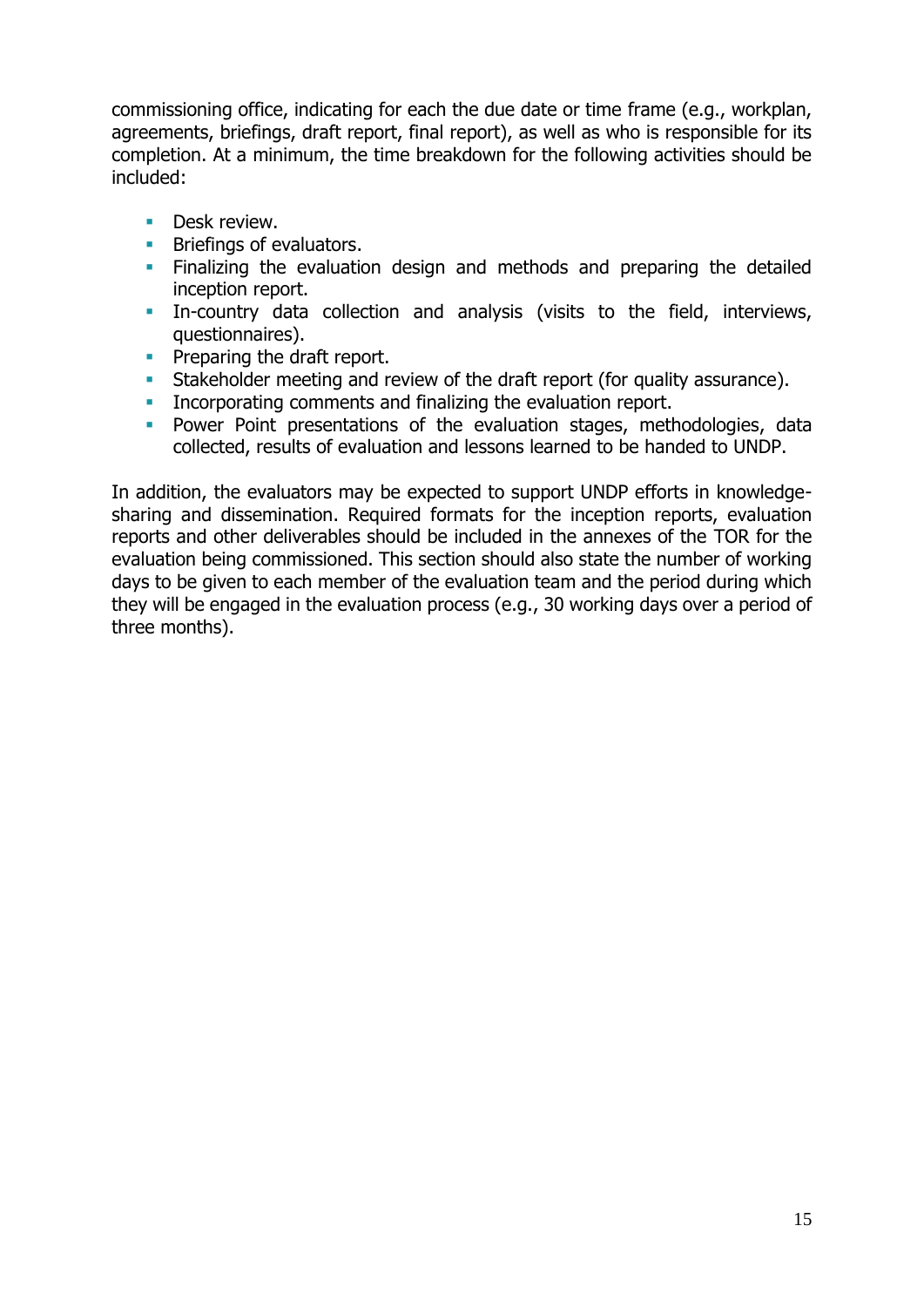commissioning office, indicating for each the due date or time frame (e.g., workplan, agreements, briefings, draft report, final report), as well as who is responsible for its completion. At a minimum, the time breakdown for the following activities should be included:

- Desk review.
- Briefings of evaluators.
- Finalizing the evaluation design and methods and preparing the detailed inception report.
- In-country data collection and analysis (visits to the field, interviews, questionnaires).
- Preparing the draft report.
- Stakeholder meeting and review of the draft report (for quality assurance).
- Incorporating comments and finalizing the evaluation report.
- Power Point presentations of the evaluation stages, methodologies, data collected, results of evaluation and lessons learned to be handed to UNDP.

In addition, the evaluators may be expected to support UNDP efforts in knowledge-sharing and dissemination. Required formats for the inception reports, evaluation reports and other deliverables should be included in the annexes of the TOR for the evaluation being commissioned. This section should also state the number of working days to be given to each member of the evaluation team and the period during which they will be engaged in the evaluation process (e.g., 30 working days over a period of three months).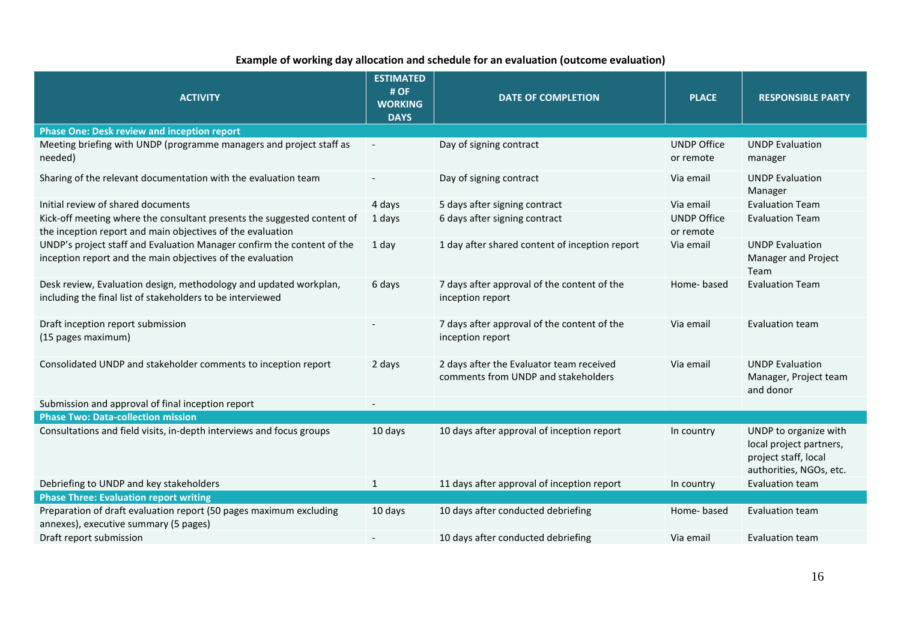**Example of working day allocation and schedule for an evaluation (outcome evaluation)**

| ACTIVITY | ESTIMATED # OF WORKING DAYS | DATE OF COMPLETION | PLACE | RESPONSIBLE PARTY |
|---|---|---|---|---|
| **Phase One: Desk review and inception report** | | | | |
| Meeting briefing with UNDP (programme managers and project staff as needed) | - | Day of signing contract | UNDP Office or remote | UNDP Evaluation manager |
| Sharing of the relevant documentation with the evaluation team | - | Day of signing contract | Via email | UNDP Evaluation Manager |
| Initial review of shared documents | 4 days | 5 days after signing contract | Via email | Evaluation Team |
| Kick-off meeting where the consultant presents the suggested content of the inception report and main objectives of the evaluation | 1 days | 6 days after signing contract | UNDP Office or remote | Evaluation Team |
| UNDP's project staff and Evaluation Manager confirm the content of the inception report and the main objectives of the evaluation | 1 day | 1 day after shared content of inception report | Via email | UNDP Evaluation Manager and Project Team |
| Desk review, Evaluation design, methodology and updated workplan, including the final list of stakeholders to be interviewed | 6 days | 7 days after approval of the content of the inception report | Home- based | Evaluation Team |
| Draft inception report submission (15 pages maximum) | - | 7 days after approval of the content of the inception report | Via email | Evaluation team |
| Consolidated UNDP and stakeholder comments to inception report | 2 days | 2 days after the Evaluator team received comments from UNDP and stakeholders | Via email | UNDP Evaluation Manager, Project team and donor |
| Submission and approval of final inception report | - | | | |
| **Phase Two: Data-collection mission** | | | | |
| Consultations and field visits, in-depth interviews and focus groups | 10 days | 10 days after approval of inception report | In country | UNDP to organize with local project partners, project staff, local authorities, NGOs, etc. |
| Debriefing to UNDP and key stakeholders | 1 | 11 days after approval of inception report | In country | Evaluation team |
| **Phase Three: Evaluation report writing** | | | | |
| Preparation of draft evaluation report (50 pages maximum excluding annexes), executive summary (5 pages) | 10 days | 10 days after conducted debriefing | Home- based | Evaluation team |
| Draft report submission | - | 10 days after conducted debriefing | Via email | Evaluation team |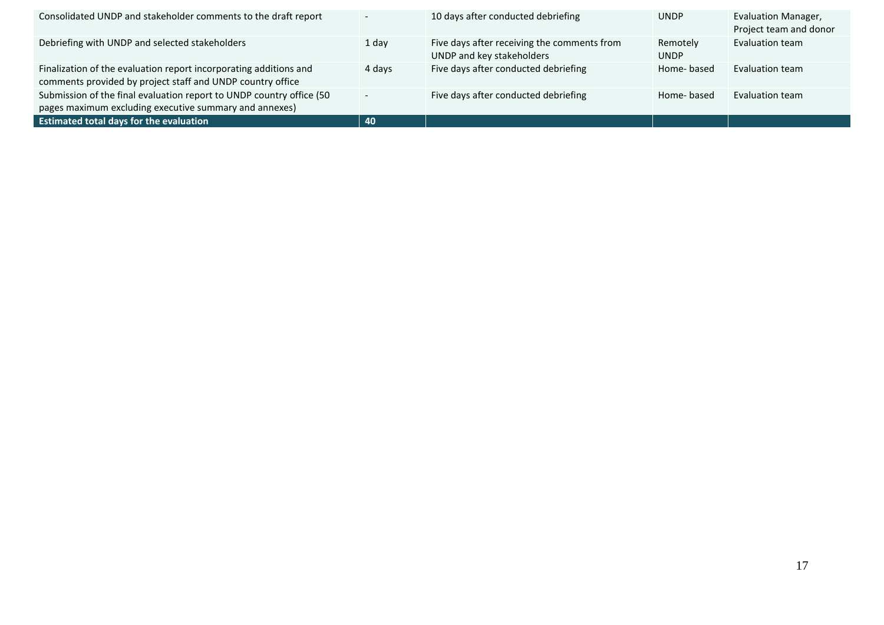| | | | | |
|---|---|---|---|---|
| Consolidated UNDP and stakeholder comments to the draft report | - | 10 days after conducted debriefing | UNDP | Evaluation Manager, Project team and donor |
| Debriefing with UNDP and selected stakeholders | 1 day | Five days after receiving the comments from UNDP and key stakeholders | Remotely UNDP | Evaluation team |
| Finalization of the evaluation report incorporating additions and comments provided by project staff and UNDP country office | 4 days | Five days after conducted debriefing | Home- based | Evaluation team |
| Submission of the final evaluation report to UNDP country office (50 pages maximum excluding executive summary and annexes) | - | Five days after conducted debriefing | Home- based | Evaluation team |
| **Estimated total days for the evaluation** | **40** | | | |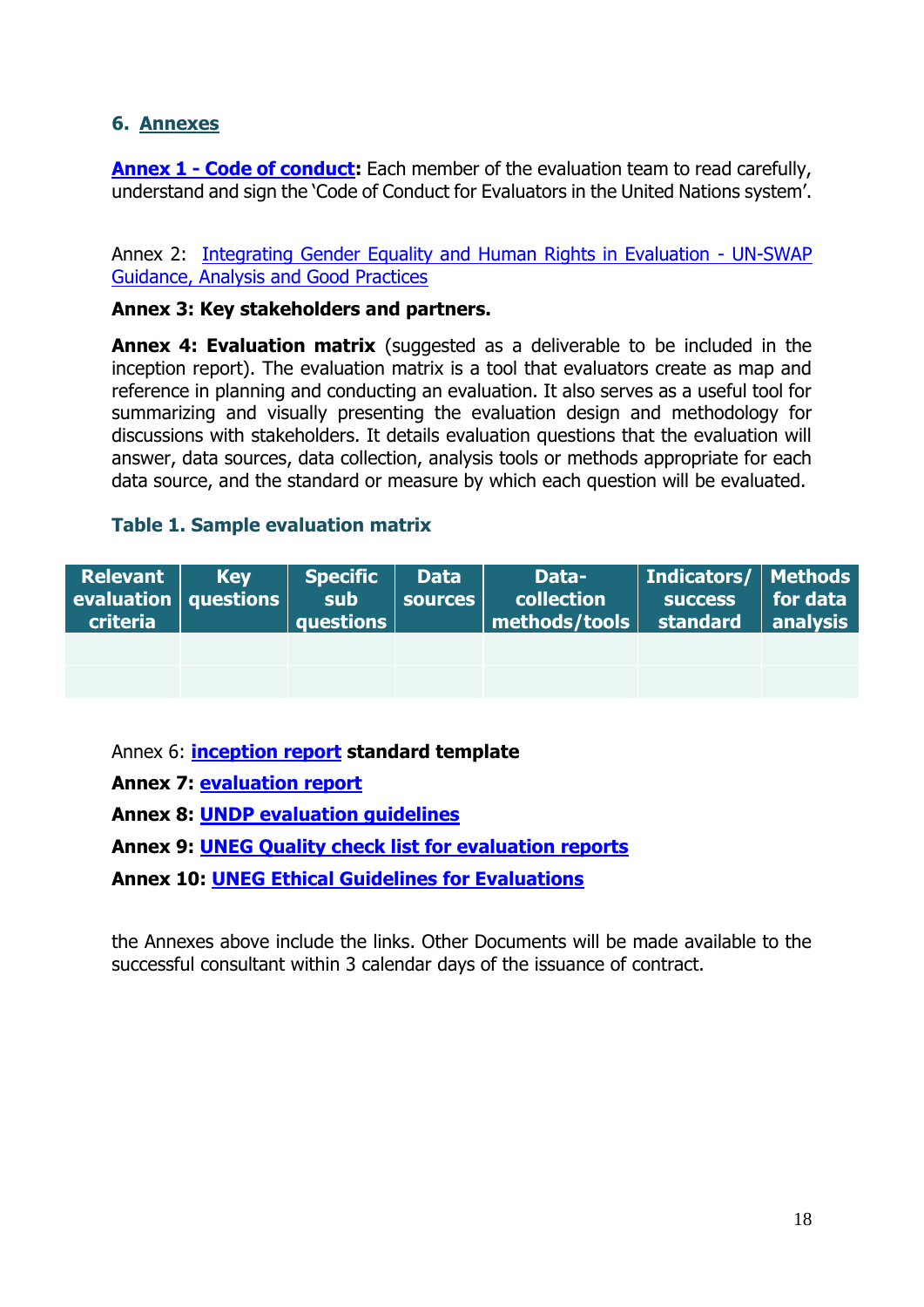## 6. Annexes

**Annex 1 - Code of conduct:** Each member of the evaluation team to read carefully, understand and sign the 'Code of Conduct for Evaluators in the United Nations system'.

Annex 2: Integrating Gender Equality and Human Rights in Evaluation - UN-SWAP Guidance, Analysis and Good Practices

**Annex 3: Key stakeholders and partners.**

**Annex 4: Evaluation matrix** (suggested as a deliverable to be included in the inception report). The evaluation matrix is a tool that evaluators create as map and reference in planning and conducting an evaluation. It also serves as a useful tool for summarizing and visually presenting the evaluation design and methodology for discussions with stakeholders. It details evaluation questions that the evaluation will answer, data sources, data collection, analysis tools or methods appropriate for each data source, and the standard or measure by which each question will be evaluated.

### Table 1. Sample evaluation matrix

| Relevant evaluation criteria | Key questions | Specific sub questions | Data sources | Data-collection methods/tools | Indicators/ success standard | Methods for data analysis |
|---|---|---|---|---|---|---|
| | | | | | | |
| | | | | | | |

Annex 6: **inception report standard template**

**Annex 7: evaluation report**

**Annex 8: UNDP evaluation guidelines**

**Annex 9: UNEG Quality check list for evaluation reports**

**Annex 10: UNEG Ethical Guidelines for Evaluations**

the Annexes above include the links. Other Documents will be made available to the successful consultant within 3 calendar days of the issuance of contract.